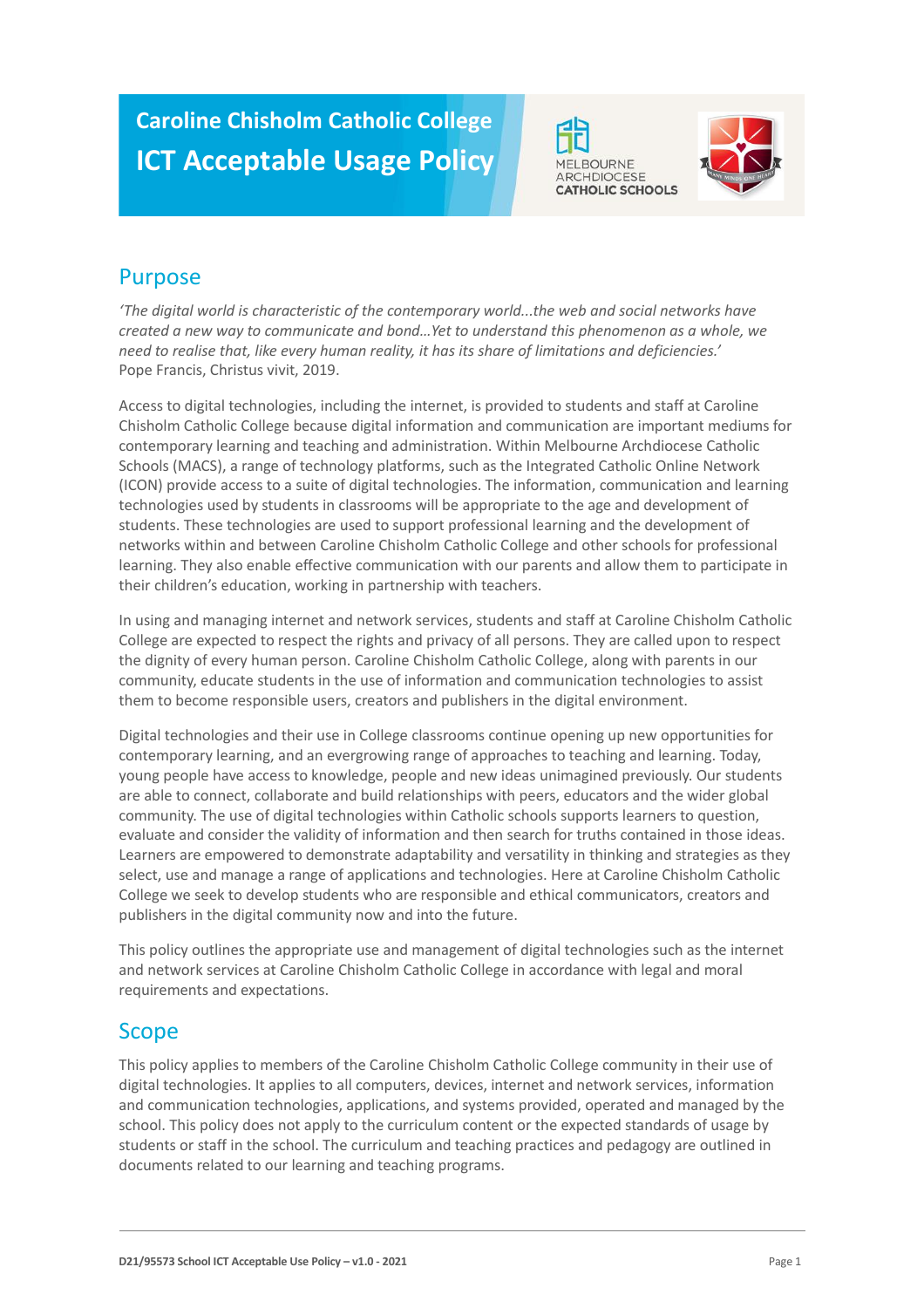# Caroline Chisholm Catholic College

# ICT Acceptable Usage Policy

## Purpose

*'The digital world is characteristic of the contemporary world...the web and social networks have created a new way to communicate and bond...Yet to understand this phenomenon as a whole, we need to realise that, like every human reality, it has its share of limitations and deficiencies.'*
Pope Francis, Christus vivit, 2019.

Access to digital technologies, including the internet, is provided to students and staff at Caroline Chisholm Catholic College because digital information and communication are important mediums for contemporary learning and teaching and administration. Within Melbourne Archdiocese Catholic Schools (MACS), a range of technology platforms, such as the Integrated Catholic Online Network (ICON) provide access to a suite of digital technologies. The information, communication and learning technologies used by students in classrooms will be appropriate to the age and development of students. These technologies are used to support professional learning and the development of networks within and between Caroline Chisholm Catholic College and other schools for professional learning. They also enable effective communication with our parents and allow them to participate in their children's education, working in partnership with teachers.

In using and managing internet and network services, students and staff at Caroline Chisholm Catholic College are expected to respect the rights and privacy of all persons. They are called upon to respect the dignity of every human person. Caroline Chisholm Catholic College, along with parents in our community, educate students in the use of information and communication technologies to assist them to become responsible users, creators and publishers in the digital environment.

Digital technologies and their use in College classrooms continue opening up new opportunities for contemporary learning, and an evergrowing range of approaches to teaching and learning. Today, young people have access to knowledge, people and new ideas unimagined previously. Our students are able to connect, collaborate and build relationships with peers, educators and the wider global community. The use of digital technologies within Catholic schools supports learners to question, evaluate and consider the validity of information and then search for truths contained in those ideas. Learners are empowered to demonstrate adaptability and versatility in thinking and strategies as they select, use and manage a range of applications and technologies. Here at Caroline Chisholm Catholic College we seek to develop students who are responsible and ethical communicators, creators and publishers in the digital community now and into the future.

This policy outlines the appropriate use and management of digital technologies such as the internet and network services at Caroline Chisholm Catholic College in accordance with legal and moral requirements and expectations.

## Scope

This policy applies to members of the Caroline Chisholm Catholic College community in their use of digital technologies. It applies to all computers, devices, internet and network services, information and communication technologies, applications, and systems provided, operated and managed by the school. This policy does not apply to the curriculum content or the expected standards of usage by students or staff in the school. The curriculum and teaching practices and pedagogy are outlined in documents related to our learning and teaching programs.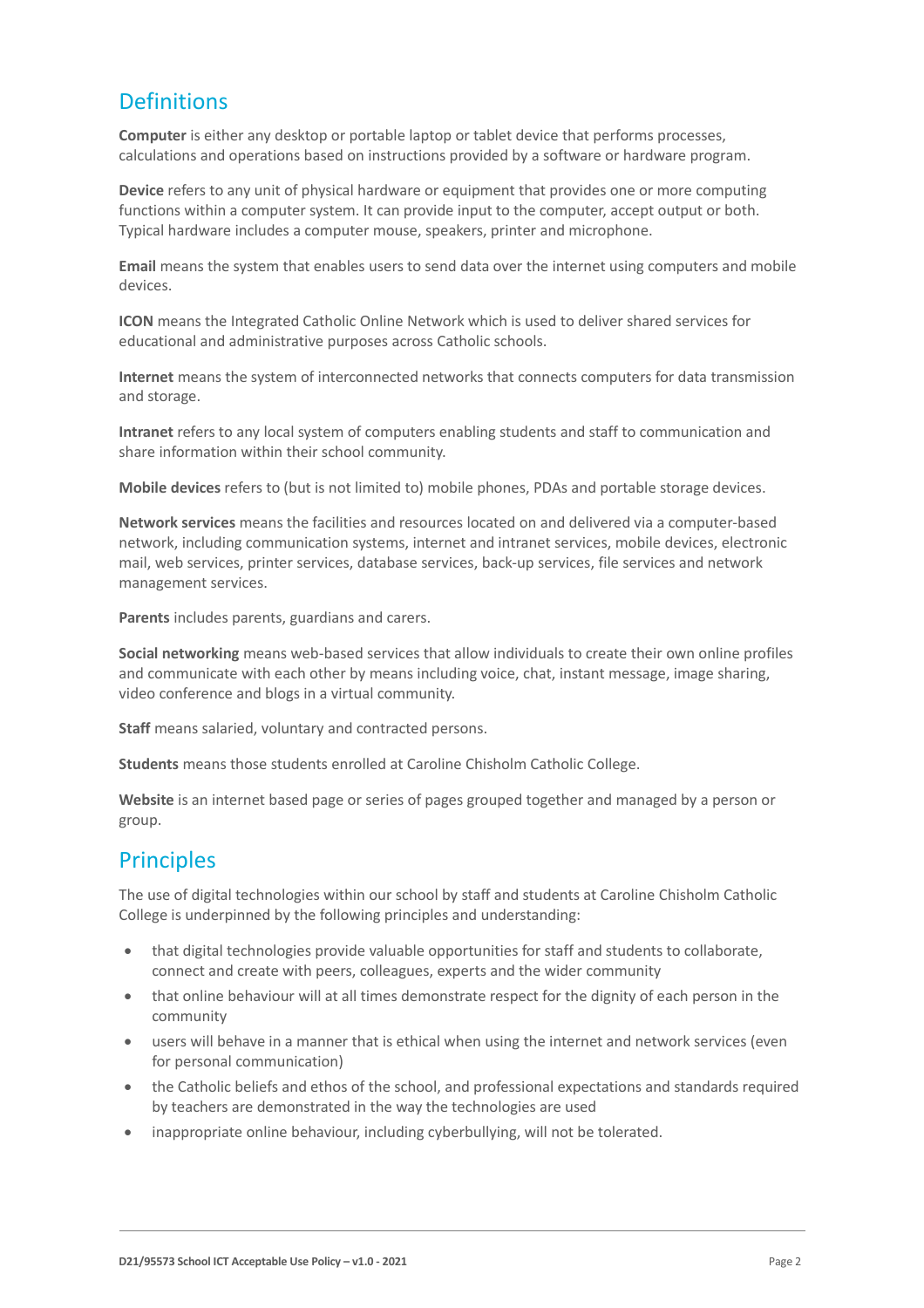## Definitions

**Computer** is either any desktop or portable laptop or tablet device that performs processes, calculations and operations based on instructions provided by a software or hardware program.

**Device** refers to any unit of physical hardware or equipment that provides one or more computing functions within a computer system. It can provide input to the computer, accept output or both. Typical hardware includes a computer mouse, speakers, printer and microphone.

**Email** means the system that enables users to send data over the internet using computers and mobile devices.

**ICON** means the Integrated Catholic Online Network which is used to deliver shared services for educational and administrative purposes across Catholic schools.

**Internet** means the system of interconnected networks that connects computers for data transmission and storage.

**Intranet** refers to any local system of computers enabling students and staff to communication and share information within their school community.

**Mobile devices** refers to (but is not limited to) mobile phones, PDAs and portable storage devices.

**Network services** means the facilities and resources located on and delivered via a computer-based network, including communication systems, internet and intranet services, mobile devices, electronic mail, web services, printer services, database services, back-up services, file services and network management services.

**Parents** includes parents, guardians and carers.

**Social networking** means web-based services that allow individuals to create their own online profiles and communicate with each other by means including voice, chat, instant message, image sharing, video conference and blogs in a virtual community.

**Staff** means salaried, voluntary and contracted persons.

**Students** means those students enrolled at Caroline Chisholm Catholic College.

**Website** is an internet based page or series of pages grouped together and managed by a person or group.

## Principles

The use of digital technologies within our school by staff and students at Caroline Chisholm Catholic College is underpinned by the following principles and understanding:

- that digital technologies provide valuable opportunities for staff and students to collaborate, connect and create with peers, colleagues, experts and the wider community
- that online behaviour will at all times demonstrate respect for the dignity of each person in the community
- users will behave in a manner that is ethical when using the internet and network services (even for personal communication)
- the Catholic beliefs and ethos of the school, and professional expectations and standards required by teachers are demonstrated in the way the technologies are used
- inappropriate online behaviour, including cyberbullying, will not be tolerated.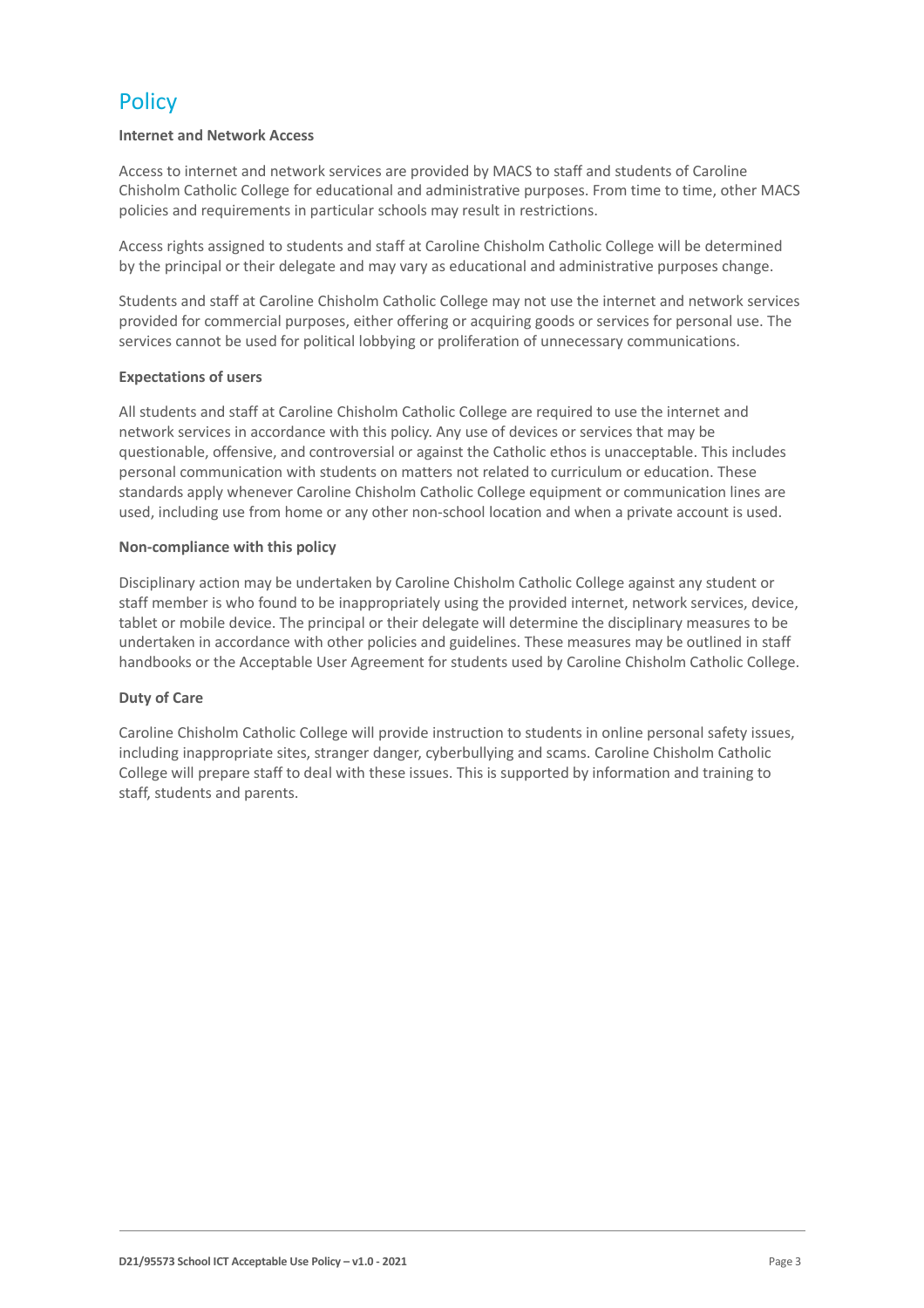# Policy

**Internet and Network Access**

Access to internet and network services are provided by MACS to staff and students of Caroline Chisholm Catholic College for educational and administrative purposes. From time to time, other MACS policies and requirements in particular schools may result in restrictions.

Access rights assigned to students and staff at Caroline Chisholm Catholic College will be determined by the principal or their delegate and may vary as educational and administrative purposes change.

Students and staff at Caroline Chisholm Catholic College may not use the internet and network services provided for commercial purposes, either offering or acquiring goods or services for personal use. The services cannot be used for political lobbying or proliferation of unnecessary communications.

**Expectations of users**

All students and staff at Caroline Chisholm Catholic College are required to use the internet and network services in accordance with this policy. Any use of devices or services that may be questionable, offensive, and controversial or against the Catholic ethos is unacceptable. This includes personal communication with students on matters not related to curriculum or education. These standards apply whenever Caroline Chisholm Catholic College equipment or communication lines are used, including use from home or any other non-school location and when a private account is used.

**Non-compliance with this policy**

Disciplinary action may be undertaken by Caroline Chisholm Catholic College against any student or staff member is who found to be inappropriately using the provided internet, network services, device, tablet or mobile device. The principal or their delegate will determine the disciplinary measures to be undertaken in accordance with other policies and guidelines. These measures may be outlined in staff handbooks or the Acceptable User Agreement for students used by Caroline Chisholm Catholic College.

**Duty of Care**

Caroline Chisholm Catholic College will provide instruction to students in online personal safety issues, including inappropriate sites, stranger danger, cyberbullying and scams. Caroline Chisholm Catholic College will prepare staff to deal with these issues. This is supported by information and training to staff, students and parents.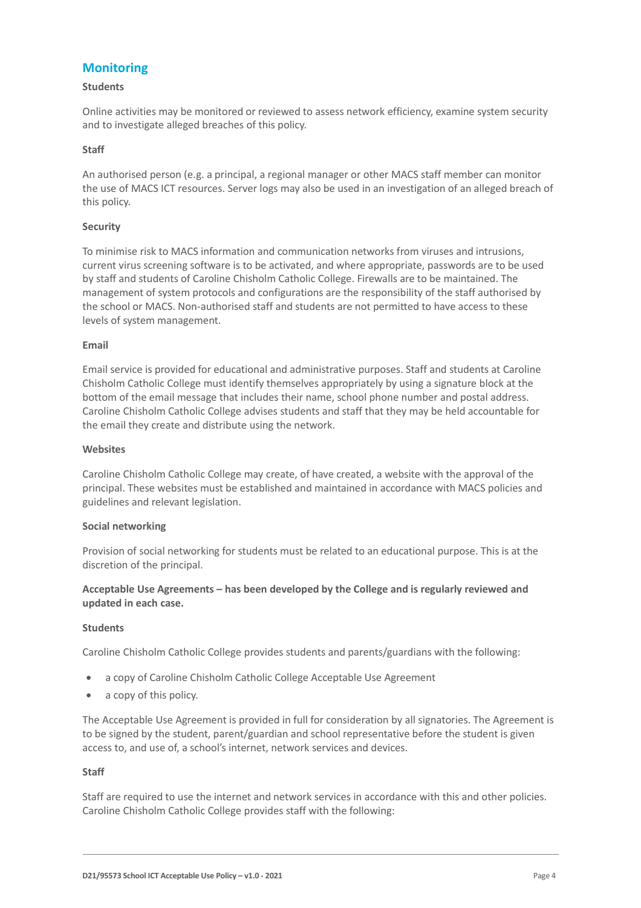## Monitoring

**Students**

Online activities may be monitored or reviewed to assess network efficiency, examine system security and to investigate alleged breaches of this policy.

**Staff**

An authorised person (e.g. a principal, a regional manager or other MACS staff member can monitor the use of MACS ICT resources. Server logs may also be used in an investigation of an alleged breach of this policy.

**Security**

To minimise risk to MACS information and communication networks from viruses and intrusions, current virus screening software is to be activated, and where appropriate, passwords are to be used by staff and students of Caroline Chisholm Catholic College. Firewalls are to be maintained. The management of system protocols and configurations are the responsibility of the staff authorised by the school or MACS. Non-authorised staff and students are not permitted to have access to these levels of system management.

**Email**

Email service is provided for educational and administrative purposes. Staff and students at Caroline Chisholm Catholic College must identify themselves appropriately by using a signature block at the bottom of the email message that includes their name, school phone number and postal address. Caroline Chisholm Catholic College advises students and staff that they may be held accountable for the email they create and distribute using the network.

**Websites**

Caroline Chisholm Catholic College may create, of have created, a website with the approval of the principal. These websites must be established and maintained in accordance with MACS policies and guidelines and relevant legislation.

**Social networking**

Provision of social networking for students must be related to an educational purpose. This is at the discretion of the principal.

**Acceptable Use Agreements – has been developed by the College and is regularly reviewed and updated in each case.**

**Students**

Caroline Chisholm Catholic College provides students and parents/guardians with the following:

- a copy of Caroline Chisholm Catholic College Acceptable Use Agreement
- a copy of this policy.

The Acceptable Use Agreement is provided in full for consideration by all signatories. The Agreement is to be signed by the student, parent/guardian and school representative before the student is given access to, and use of, a school's internet, network services and devices.

**Staff**

Staff are required to use the internet and network services in accordance with this and other policies. Caroline Chisholm Catholic College provides staff with the following: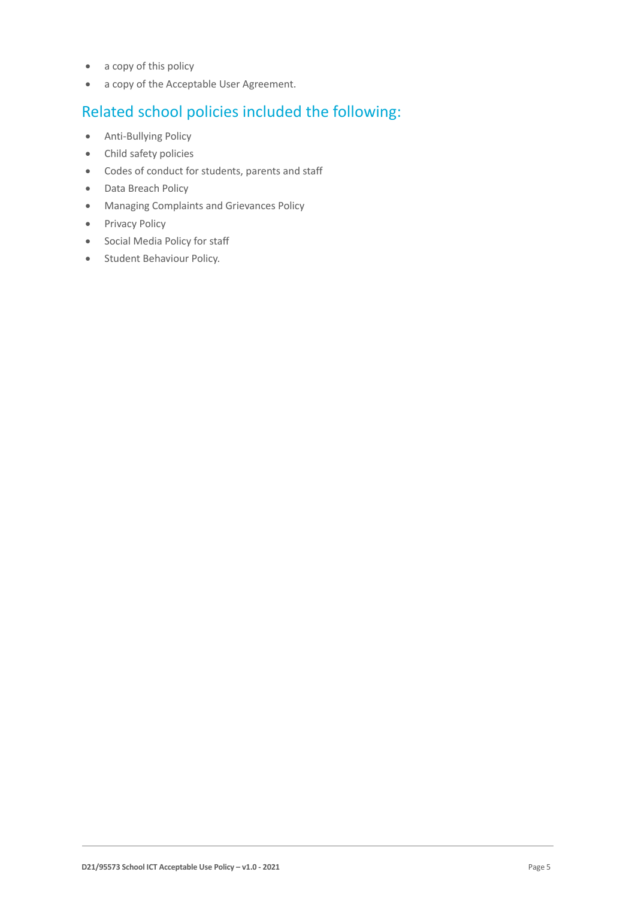- a copy of this policy
- a copy of the Acceptable User Agreement.

## Related school policies included the following:

- Anti-Bullying Policy
- Child safety policies
- Codes of conduct for students, parents and staff
- Data Breach Policy
- Managing Complaints and Grievances Policy
- Privacy Policy
- Social Media Policy for staff
- Student Behaviour Policy.